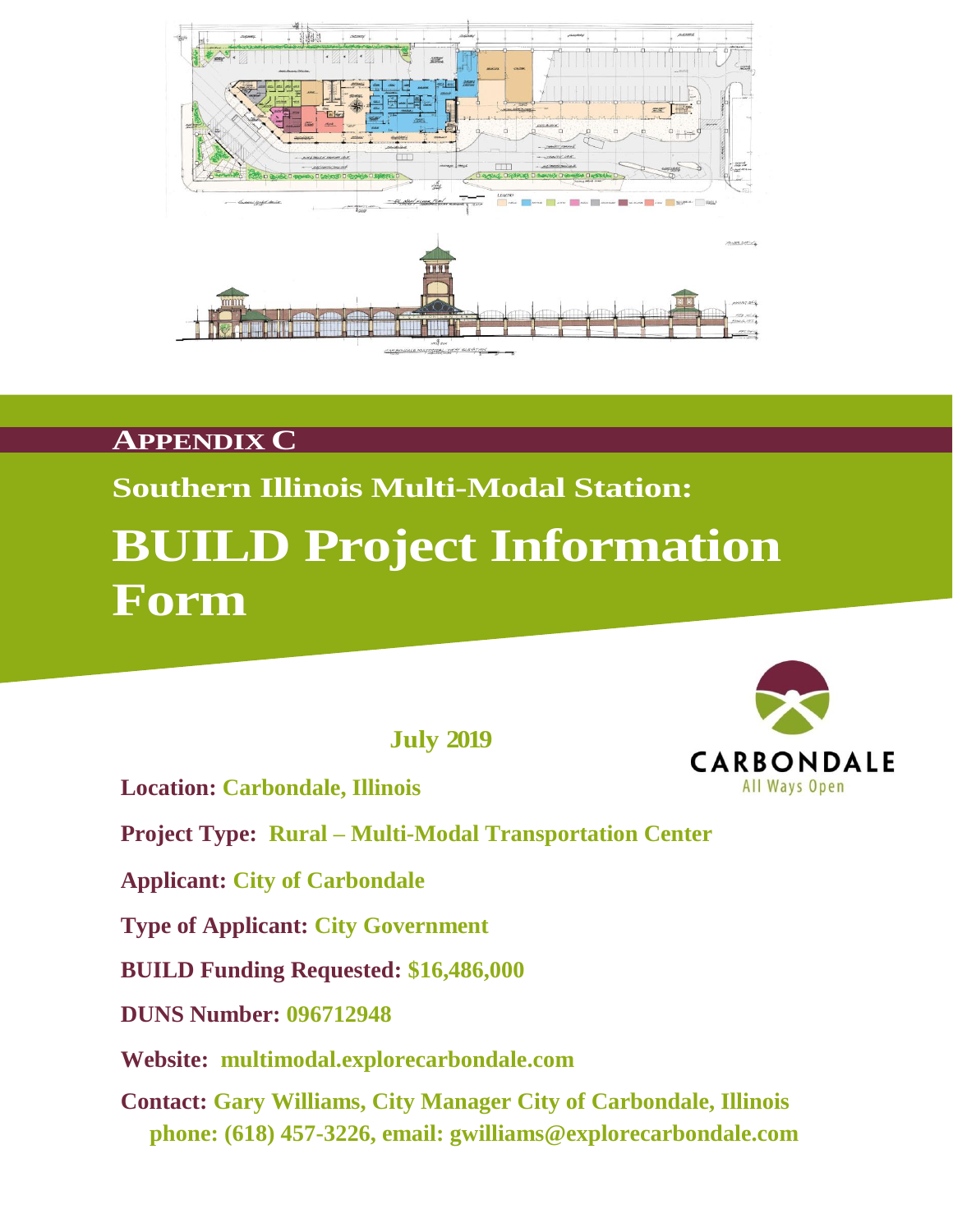# APPENDIX C

## Southern Illinois Multi-Modal Station:

# BUILD Project Information Form

**July 2019**

CARBONDALE
All Ways Open

**Location:** Carbondale, Illinois

**Project Type:** Rural – Multi-Modal Transportation Center

**Applicant:** City of Carbondale

**Type of Applicant:** City Government

**BUILD Funding Requested:** $16,486,000

**DUNS Number:** 096712948

**Website:** multimodal.explorecarbondale.com

**Contact:** Gary Williams, City Manager City of Carbondale, Illinois
phone: (618) 457-3226, email: gwilliams@explorecarbondale.com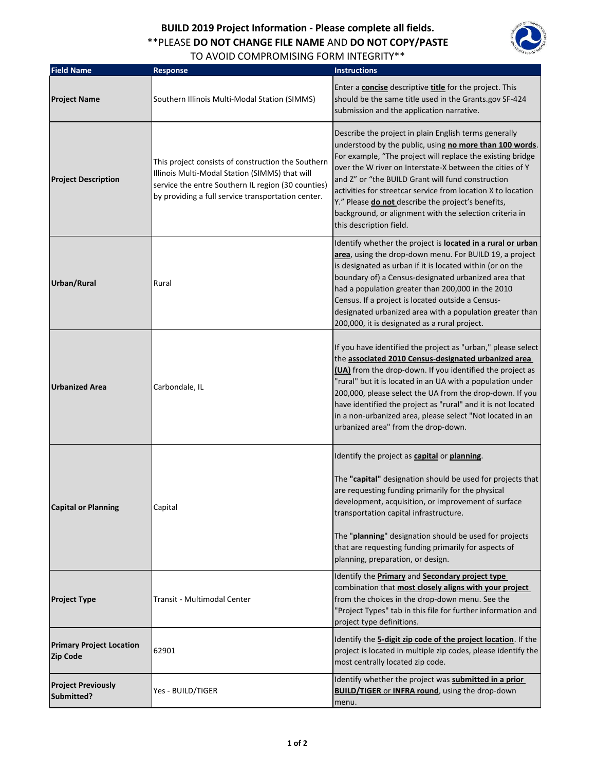# BUILD 2019 Project Information - Please complete all fields.

**PLEASE **DO NOT CHANGE FILE NAME** AND **DO NOT COPY/PASTE** TO AVOID COMPROMISING FORM INTEGRITY**

| Field Name | Response | Instructions |
|---|---|---|
| **Project Name** | Southern Illinois Multi-Modal Station (SIMMS) | Enter a **concise** descriptive **title** for the project. This should be the same title used in the Grants.gov SF-424 submission and the application narrative. |
| **Project Description** | This project consists of construction the Southern Illinois Multi-Modal Station (SIMMS) that will service the entre Southern IL region (30 counties) by providing a full service transportation center. | Describe the project in plain English terms generally understood by the public, using **no more than 100 words**. For example, "The project will replace the existing bridge over the W river on Interstate-X between the cities of Y and Z" or "the BUILD Grant will fund construction activities for streetcar service from location X to location Y." Please **do not** describe the project's benefits, background, or alignment with the selection criteria in this description field. |
| **Urban/Rural** | Rural | Identify whether the project is **located in a rural or urban area**, using the drop-down menu. For BUILD 19, a project is designated as urban if it is located within (or on the boundary of) a Census-designated urbanized area that had a population greater than 200,000 in the 2010 Census. If a project is located outside a Census-designated urbanized area with a population greater than 200,000, it is designated as a rural project. |
| **Urbanized Area** | Carbondale, IL | If you have identified the project as "urban," please select the **associated 2010 Census-designated urbanized area (UA)** from the drop-down. If you identified the project as "rural" but it is located in an UA with a population under 200,000, please select the UA from the drop-down. If you have identified the project as "rural" and it is not located in a non-urbanized area, please select "Not located in an urbanized area" from the drop-down. |
| **Capital or Planning** | Capital | Identify the project as **capital** or **planning**.<br><br>The **"capital"** designation should be used for projects that are requesting funding primarily for the physical development, acquisition, or improvement of surface transportation capital infrastructure.<br><br>The "**planning**" designation should be used for projects that are requesting funding primarily for aspects of planning, preparation, or design. |
| **Project Type** | Transit - Multimodal Center | Identify the **Primary** and **Secondary project type** combination that **most closely aligns with your project** from the choices in the drop-down menu. See the "Project Types" tab in this file for further information and project type definitions. |
| **Primary Project Location Zip Code** | 62901 | Identify the **5-digit zip code of the project location**. If the project is located in multiple zip codes, please identify the most centrally located zip code. |
| **Project Previously Submitted?** | Yes - BUILD/TIGER | Identify whether the project was **submitted in a prior BUILD/TIGER or INFRA round**, using the drop-down menu. |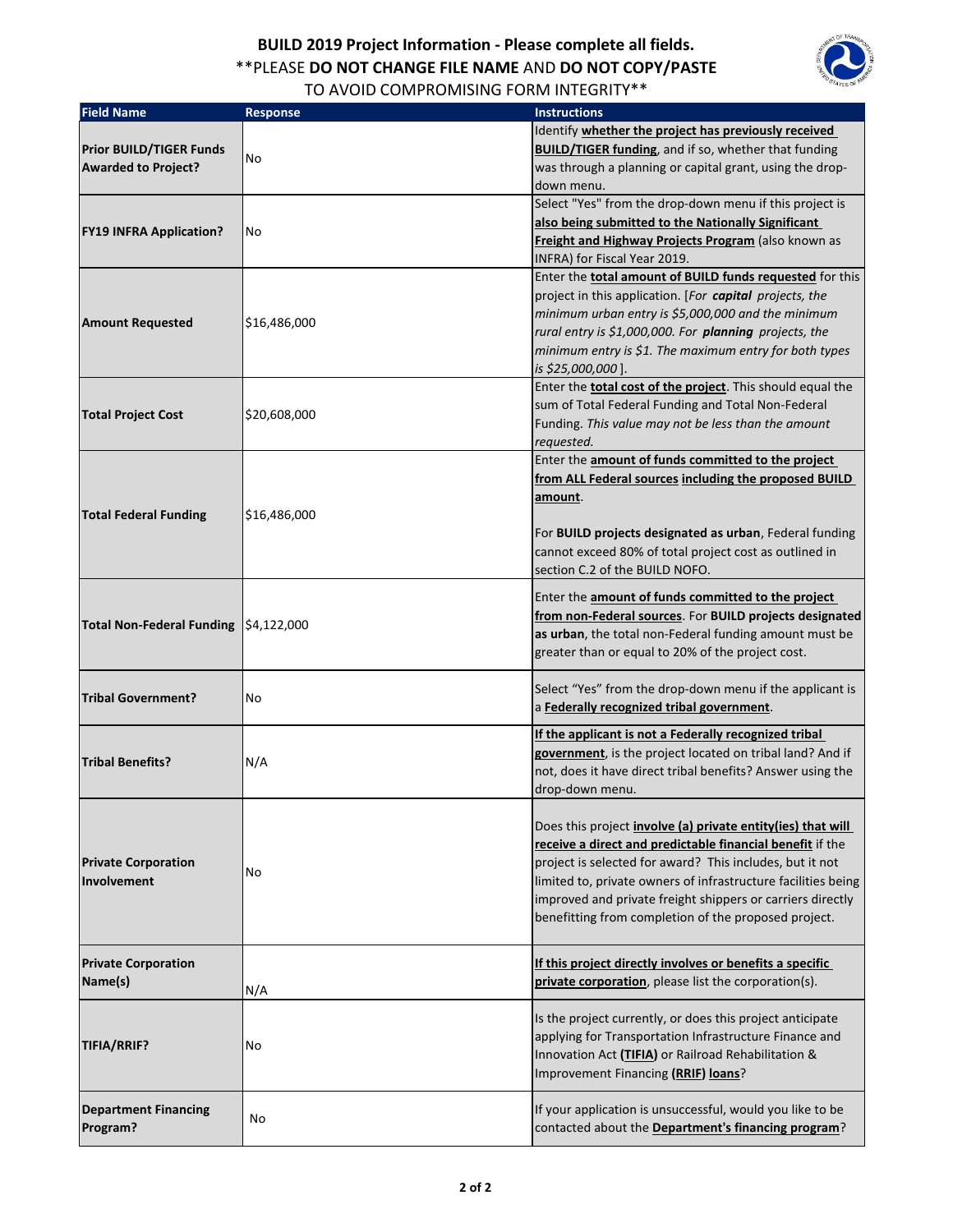**BUILD 2019 Project Information - Please complete all fields.**
**PLEASE **DO NOT CHANGE FILE NAME** AND **DO NOT COPY/PASTE**
TO AVOID COMPROMISING FORM INTEGRITY**

| Field Name | Response | Instructions |
|---|---|---|
| **Prior BUILD/TIGER Funds Awarded to Project?** | No | Identify **whether the project has previously received BUILD/TIGER funding**, and if so, whether that funding was through a planning or capital grant, using the drop-down menu. |
| **FY19 INFRA Application?** | No | Select "Yes" from the drop-down menu if this project is **also being submitted to the Nationally Significant Freight and Highway Projects Program** (also known as INFRA) for Fiscal Year 2019. |
| **Amount Requested** | $16,486,000 | Enter the **total amount of BUILD funds requested** for this project in this application. [*For **capital** projects, the minimum urban entry is $5,000,000 and the minimum rural entry is $1,000,000. For **planning** projects, the minimum entry is $1. The maximum entry for both types is $25,000,000*]. |
| **Total Project Cost** | $20,608,000 | Enter the **total cost of the project**. This should equal the sum of Total Federal Funding and Total Non-Federal Funding. *This value may not be less than the amount requested.* |
| **Total Federal Funding** | $16,486,000 | Enter the **amount of funds committed to the project from ALL Federal sources including the proposed BUILD amount**.<br><br>For **BUILD projects designated as urban**, Federal funding cannot exceed 80% of total project cost as outlined in section C.2 of the BUILD NOFO. |
| **Total Non-Federal Funding** | $4,122,000 | Enter the **amount of funds committed to the project from non-Federal sources**. For **BUILD projects designated as urban**, the total non-Federal funding amount must be greater than or equal to 20% of the project cost. |
| **Tribal Government?** | No | Select "Yes" from the drop-down menu if the applicant is a **Federally recognized tribal government**. |
| **Tribal Benefits?** | N/A | **If the applicant is not a Federally recognized tribal government**, is the project located on tribal land? And if not, does it have direct tribal benefits? Answer using the drop-down menu. |
| **Private Corporation Involvement** | No | Does this project **involve (a) private entity(ies) that will receive a direct and predictable financial benefit** if the project is selected for award? This includes, but it not limited to, private owners of infrastructure facilities being improved and private freight shippers or carriers directly benefitting from completion of the proposed project. |
| **Private Corporation Name(s)** | N/A | **If this project directly involves or benefits a specific private corporation**, please list the corporation(s). |
| **TIFIA/RRIF?** | No | Is the project currently, or does this project anticipate applying for Transportation Infrastructure Finance and Innovation Act **(TIFIA)** or Railroad Rehabilitation & Improvement Financing **(RRIF) loans**? |
| **Department Financing Program?** | No | If your application is unsuccessful, would you like to be contacted about the **Department's financing program**? |